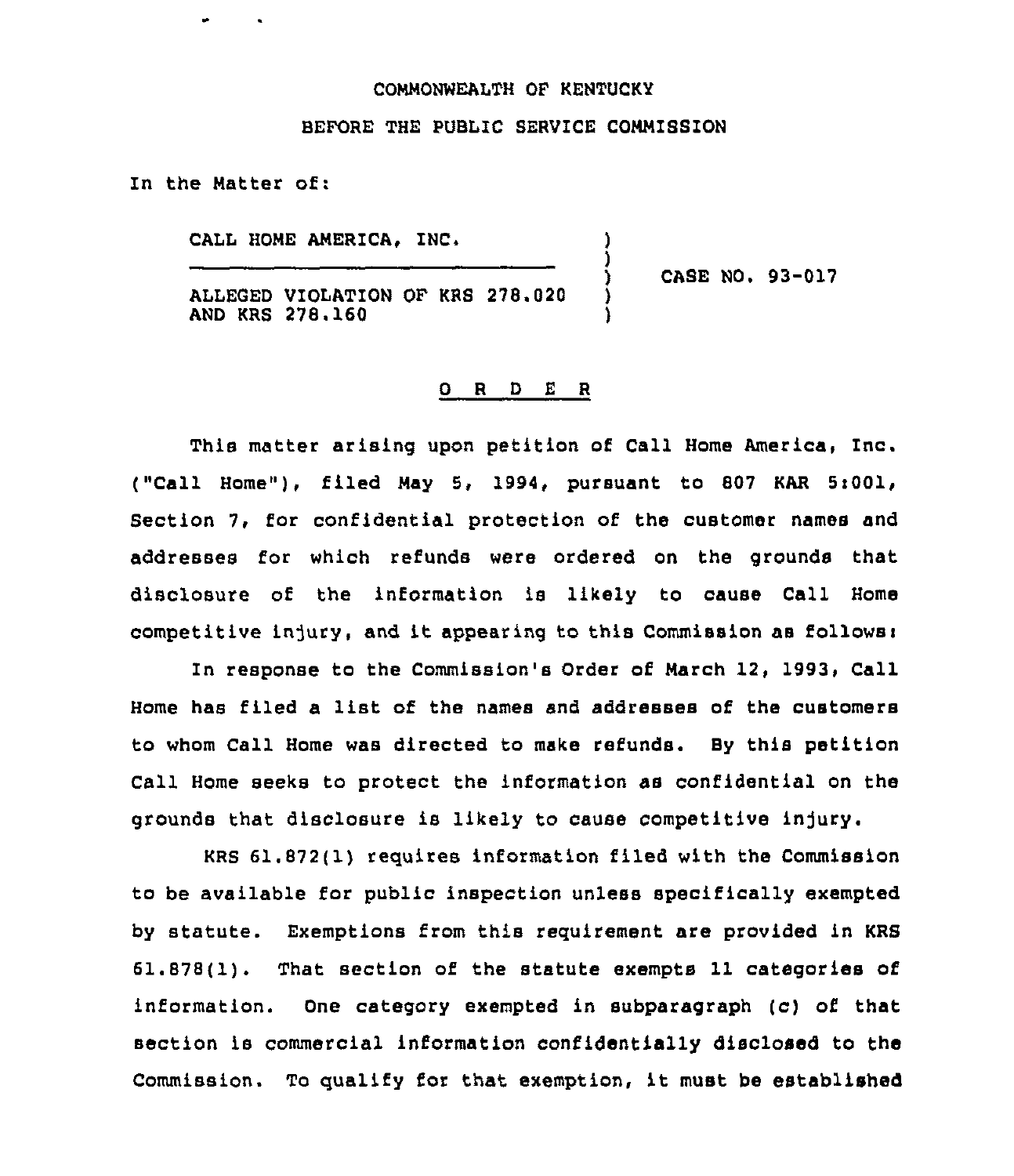COMMONWEALTH OF KENTUCKY

BEFORE THE PUBLIC SERVICE COMMISSION

In the Matter of:

| | | |
|---|---|---|
| CALL HOME AMERICA, INC. | ) | |
| | ) | |
| | ) | CASE NO. 93-017 |
| ALLEGED VIOLATION OF KRS 278.020 AND KRS 278.160 | ) | |
| | ) | |

## O R D E R

This matter arising upon petition of Call Home America, Inc. ("Call Home"), filed May 5, 1994, pursuant to 807 KAR 5:001, Section 7, for confidential protection of the customer names and addresses for which refunds were ordered on the grounds that disclosure of the information is likely to cause Call Home competitive injury, and it appearing to this Commission as follows:

In response to the Commission's Order of March 12, 1993, Call Home has filed a list of the names and addresses of the customers to whom Call Home was directed to make refunds. By this petition Call Home seeks to protect the information as confidential on the grounds that disclosure is likely to cause competitive injury.

KRS 61.872(1) requires information filed with the Commission to be available for public inspection unless specifically exempted by statute. Exemptions from this requirement are provided in KRS 61.878(1). That section of the statute exempts 11 categories of information. One category exempted in subparagraph (c) of that section is commercial information confidentially disclosed to the Commission. To qualify for that exemption, it must be established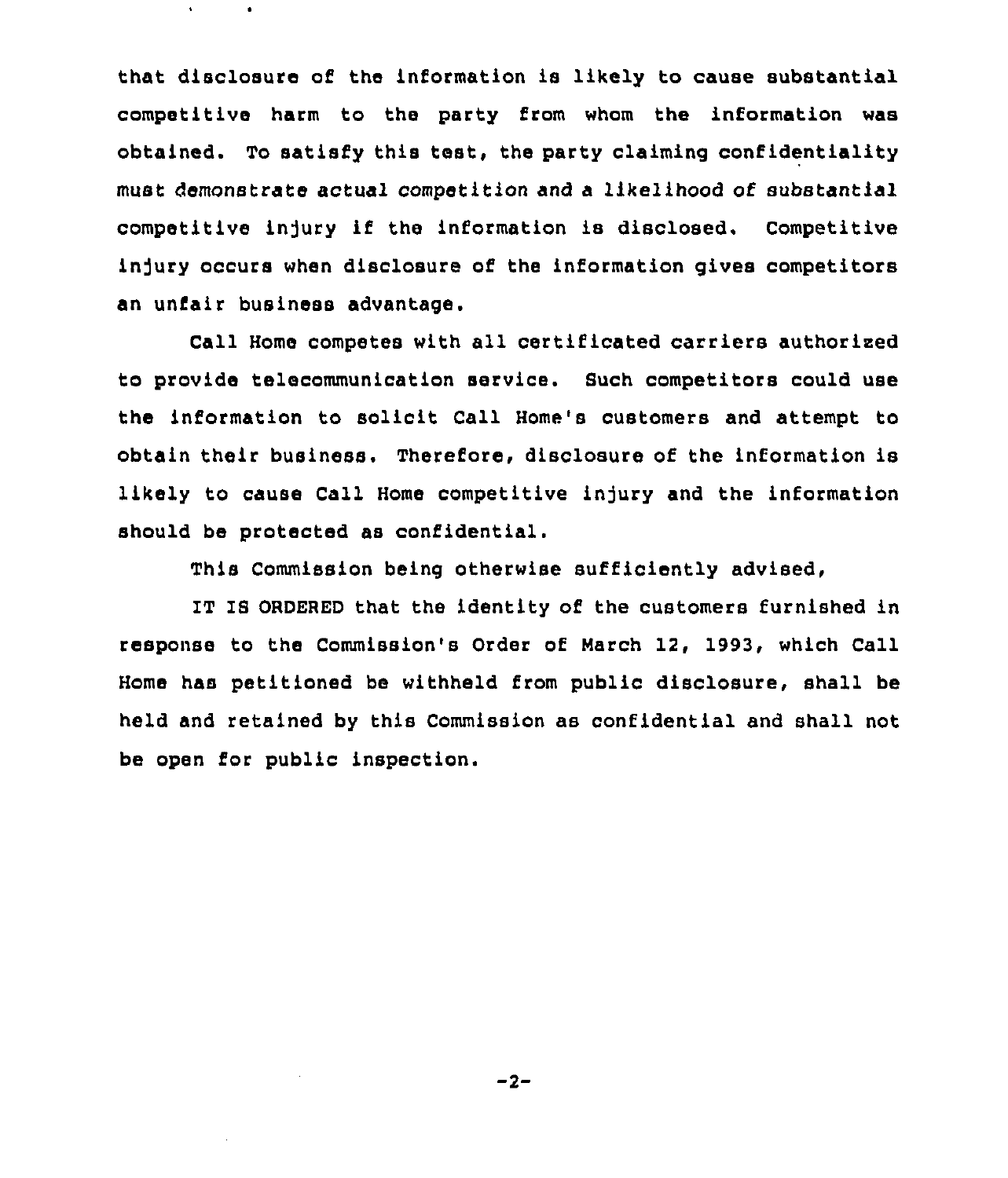that disclosure of the information is likely to cause substantial competitive harm to the party from whom the information was obtained. To satisfy this test, the party claiming confidentiality must demonstrate actual competition and a likelihood of substantial competitive injury if the information is disclosed. Competitive injury occurs when disclosure of the information gives competitors an unfair business advantage.

Call Home competes with all certificated carriers authorized to provide telecommunication service. Such competitors could use the information to solicit Call Home's customers and attempt to obtain their business. Therefore, disclosure of the information is likely to cause Call Home competitive injury and the information should be protected as confidential.

This Commission being otherwise sufficiently advised,

IT IS ORDERED that the identity of the customers furnished in response to the Commission's Order of March 12, 1993, which Call Home has petitioned be withheld from public disclosure, shall be held and retained by this Commission as confidential and shall not be open for public inspection.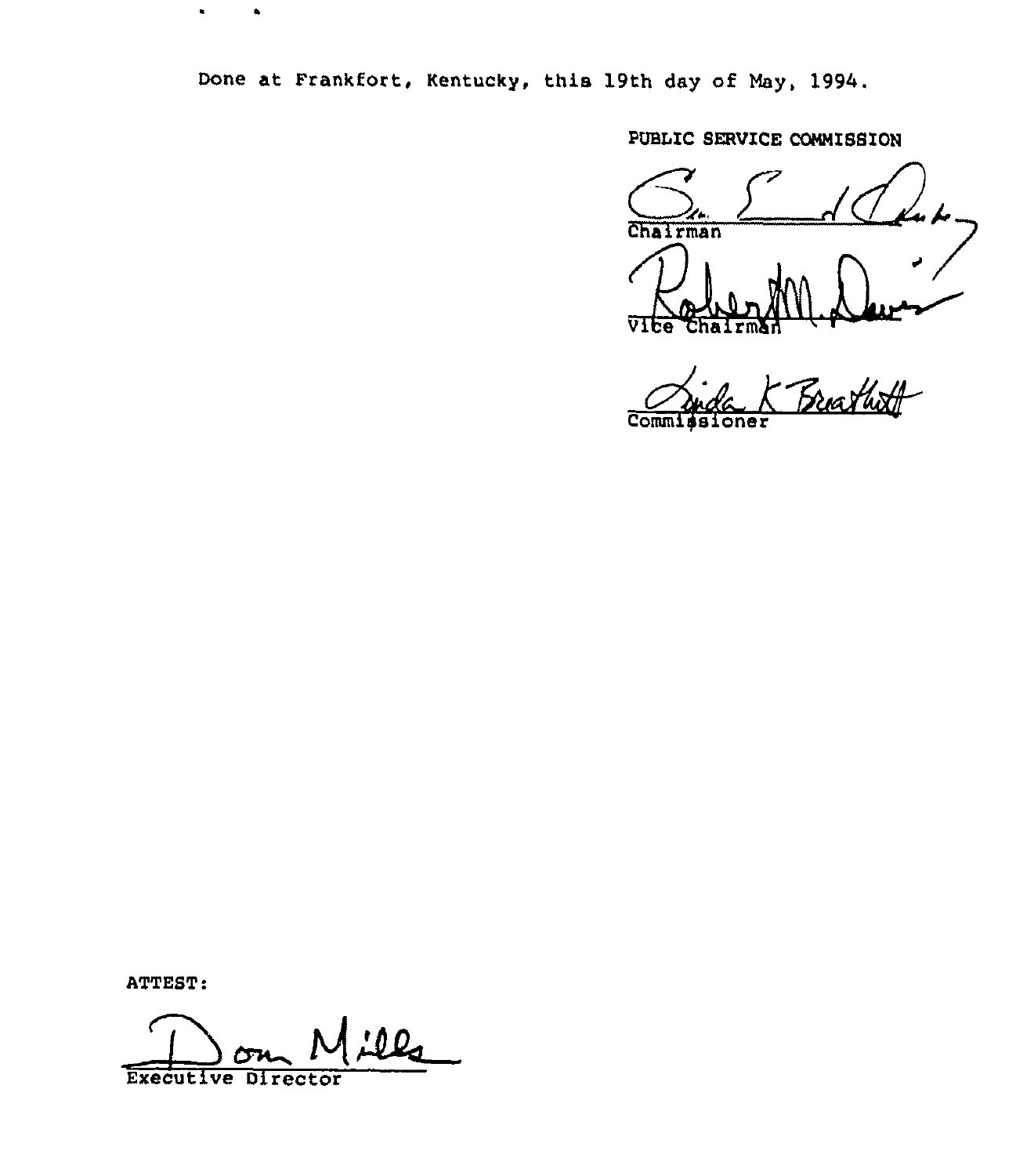Done at Frankfort, Kentucky, this 19th day of May, 1994.

PUBLIC SERVICE COMMISSION

Chairman

Vice Chairman

Commissioner

ATTEST:

Executive Director